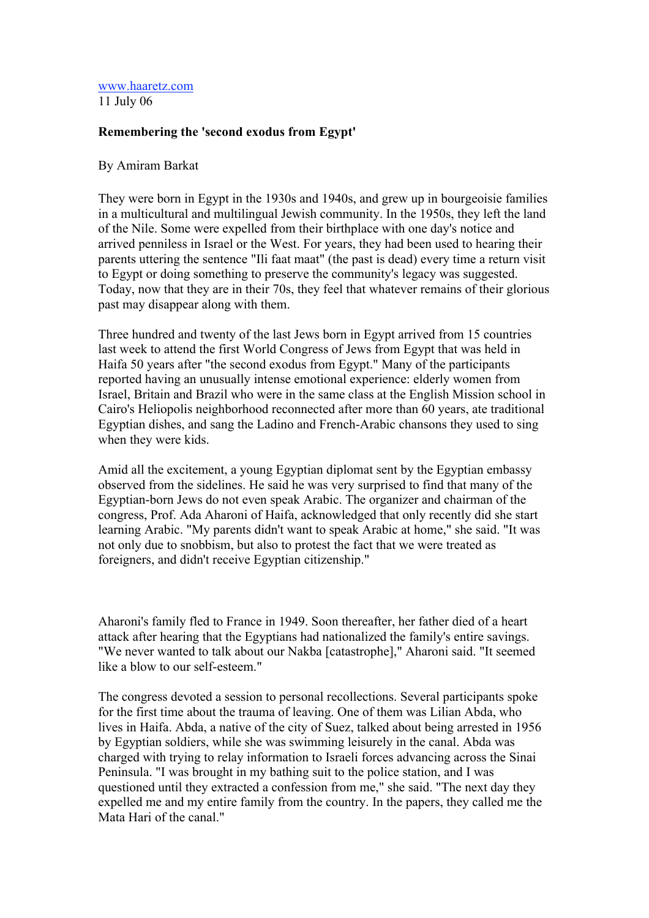www.haaretz.com
11 July 06

**Remembering the 'second exodus from Egypt'**

By Amiram Barkat

They were born in Egypt in the 1930s and 1940s, and grew up in bourgeoisie families in a multicultural and multilingual Jewish community. In the 1950s, they left the land of the Nile. Some were expelled from their birthplace with one day's notice and arrived penniless in Israel or the West. For years, they had been used to hearing their parents uttering the sentence "Ili faat maat" (the past is dead) every time a return visit to Egypt or doing something to preserve the community's legacy was suggested. Today, now that they are in their 70s, they feel that whatever remains of their glorious past may disappear along with them.

Three hundred and twenty of the last Jews born in Egypt arrived from 15 countries last week to attend the first World Congress of Jews from Egypt that was held in Haifa 50 years after "the second exodus from Egypt." Many of the participants reported having an unusually intense emotional experience: elderly women from Israel, Britain and Brazil who were in the same class at the English Mission school in Cairo's Heliopolis neighborhood reconnected after more than 60 years, ate traditional Egyptian dishes, and sang the Ladino and French-Arabic chansons they used to sing when they were kids.

Amid all the excitement, a young Egyptian diplomat sent by the Egyptian embassy observed from the sidelines. He said he was very surprised to find that many of the Egyptian-born Jews do not even speak Arabic. The organizer and chairman of the congress, Prof. Ada Aharoni of Haifa, acknowledged that only recently did she start learning Arabic. "My parents didn't want to speak Arabic at home," she said. "It was not only due to snobbism, but also to protest the fact that we were treated as foreigners, and didn't receive Egyptian citizenship."

Aharoni's family fled to France in 1949. Soon thereafter, her father died of a heart attack after hearing that the Egyptians had nationalized the family's entire savings. "We never wanted to talk about our Nakba [catastrophe]," Aharoni said. "It seemed like a blow to our self-esteem."

The congress devoted a session to personal recollections. Several participants spoke for the first time about the trauma of leaving. One of them was Lilian Abda, who lives in Haifa. Abda, a native of the city of Suez, talked about being arrested in 1956 by Egyptian soldiers, while she was swimming leisurely in the canal. Abda was charged with trying to relay information to Israeli forces advancing across the Sinai Peninsula. "I was brought in my bathing suit to the police station, and I was questioned until they extracted a confession from me," she said. "The next day they expelled me and my entire family from the country. In the papers, they called me the Mata Hari of the canal."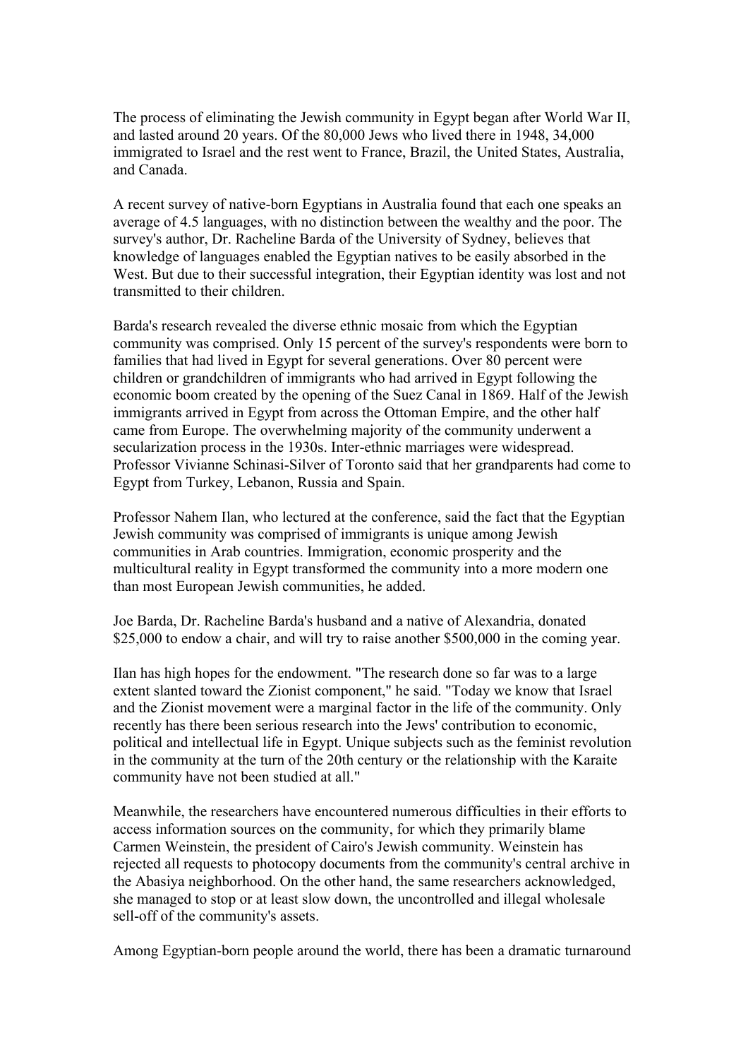The process of eliminating the Jewish community in Egypt began after World War II, and lasted around 20 years. Of the 80,000 Jews who lived there in 1948, 34,000 immigrated to Israel and the rest went to France, Brazil, the United States, Australia, and Canada.

A recent survey of native-born Egyptians in Australia found that each one speaks an average of 4.5 languages, with no distinction between the wealthy and the poor. The survey's author, Dr. Racheline Barda of the University of Sydney, believes that knowledge of languages enabled the Egyptian natives to be easily absorbed in the West. But due to their successful integration, their Egyptian identity was lost and not transmitted to their children.

Barda's research revealed the diverse ethnic mosaic from which the Egyptian community was comprised. Only 15 percent of the survey's respondents were born to families that had lived in Egypt for several generations. Over 80 percent were children or grandchildren of immigrants who had arrived in Egypt following the economic boom created by the opening of the Suez Canal in 1869. Half of the Jewish immigrants arrived in Egypt from across the Ottoman Empire, and the other half came from Europe. The overwhelming majority of the community underwent a secularization process in the 1930s. Inter-ethnic marriages were widespread. Professor Vivianne Schinasi-Silver of Toronto said that her grandparents had come to Egypt from Turkey, Lebanon, Russia and Spain.

Professor Nahem Ilan, who lectured at the conference, said the fact that the Egyptian Jewish community was comprised of immigrants is unique among Jewish communities in Arab countries. Immigration, economic prosperity and the multicultural reality in Egypt transformed the community into a more modern one than most European Jewish communities, he added.

Joe Barda, Dr. Racheline Barda's husband and a native of Alexandria, donated $25,000 to endow a chair, and will try to raise another $500,000 in the coming year.

Ilan has high hopes for the endowment. "The research done so far was to a large extent slanted toward the Zionist component," he said. "Today we know that Israel and the Zionist movement were a marginal factor in the life of the community. Only recently has there been serious research into the Jews' contribution to economic, political and intellectual life in Egypt. Unique subjects such as the feminist revolution in the community at the turn of the 20th century or the relationship with the Karaite community have not been studied at all."

Meanwhile, the researchers have encountered numerous difficulties in their efforts to access information sources on the community, for which they primarily blame Carmen Weinstein, the president of Cairo's Jewish community. Weinstein has rejected all requests to photocopy documents from the community's central archive in the Abasiya neighborhood. On the other hand, the same researchers acknowledged, she managed to stop or at least slow down, the uncontrolled and illegal wholesale sell-off of the community's assets.

Among Egyptian-born people around the world, there has been a dramatic turnaround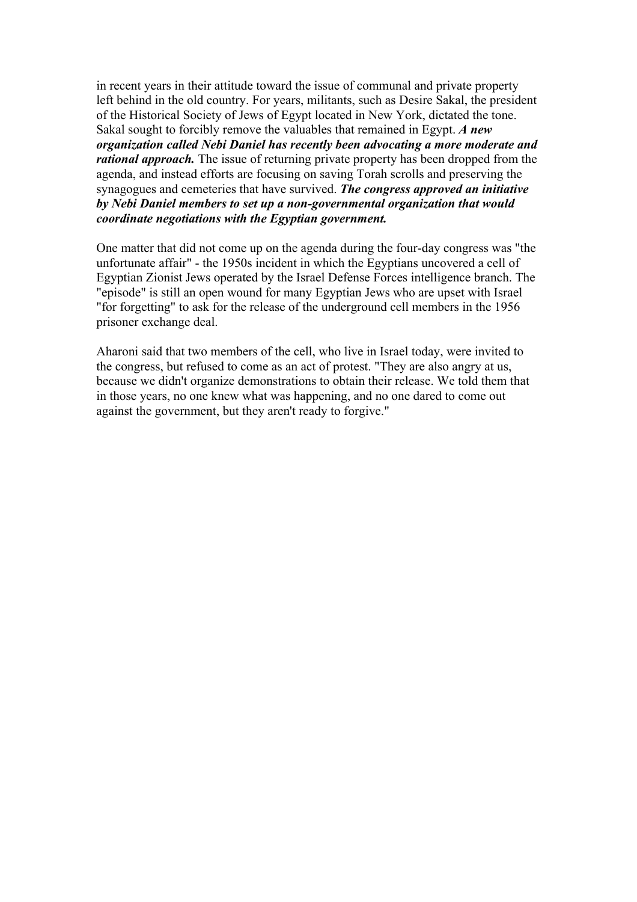in recent years in their attitude toward the issue of communal and private property left behind in the old country. For years, militants, such as Desire Sakal, the president of the Historical Society of Jews of Egypt located in New York, dictated the tone. Sakal sought to forcibly remove the valuables that remained in Egypt. ***A new organization called Nebi Daniel has recently been advocating a more moderate and rational approach.*** The issue of returning private property has been dropped from the agenda, and instead efforts are focusing on saving Torah scrolls and preserving the synagogues and cemeteries that have survived. ***The congress approved an initiative by Nebi Daniel members to set up a non-governmental organization that would coordinate negotiations with the Egyptian government.***

One matter that did not come up on the agenda during the four-day congress was "the unfortunate affair" - the 1950s incident in which the Egyptians uncovered a cell of Egyptian Zionist Jews operated by the Israel Defense Forces intelligence branch. The "episode" is still an open wound for many Egyptian Jews who are upset with Israel "for forgetting" to ask for the release of the underground cell members in the 1956 prisoner exchange deal.

Aharoni said that two members of the cell, who live in Israel today, were invited to the congress, but refused to come as an act of protest. "They are also angry at us, because we didn't organize demonstrations to obtain their release. We told them that in those years, no one knew what was happening, and no one dared to come out against the government, but they aren't ready to forgive."